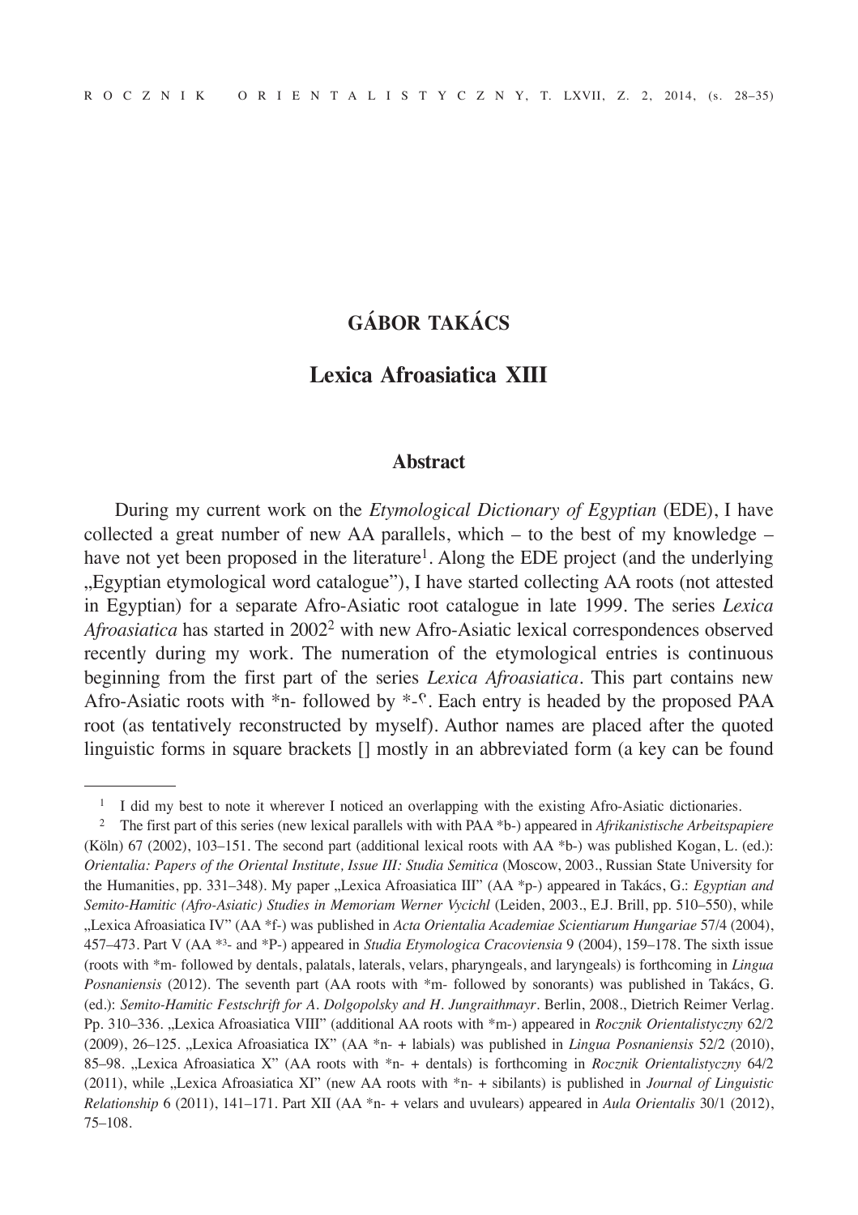## GÁBOR TAKÁCS

# Lexica Afroasiatica XIII

### Abstract

During my current work on the *Etymological Dictionary of Egyptian* (EDE), I have collected a great number of new AA parallels, which – to the best of my knowledge – have not yet been proposed in the literature[1]. Along the EDE project (and the underlying „Egyptian etymological word catalogue"), I have started collecting AA roots (not attested in Egyptian) for a separate Afro-Asiatic root catalogue in late 1999. The series *Lexica Afroasiatica* has started in 2002[2] with new Afro-Asiatic lexical correspondences observed recently during my work. The numeration of the etymological entries is continuous beginning from the first part of the series *Lexica Afroasiatica*. This part contains new Afro-Asiatic roots with *n- followed by *-ʕ. Each entry is headed by the proposed PAA root (as tentatively reconstructed by myself). Author names are placed after the quoted linguistic forms in square brackets [] mostly in an abbreviated form (a key can be found

---

[1] I did my best to note it wherever I noticed an overlapping with the existing Afro-Asiatic dictionaries.

[2] The first part of this series (new lexical parallels with with PAA *b-) appeared in *Afrikanistische Arbeitspapiere* (Köln) 67 (2002), 103–151. The second part (additional lexical roots with AA *b-) was published Kogan, L. (ed.): *Orientalia: Papers of the Oriental Institute, Issue III: Studia Semitica* (Moscow, 2003., Russian State University for the Humanities, pp. 331–348). My paper „Lexica Afroasiatica III" (AA *p-) appeared in Takács, G.: *Egyptian and Semito-Hamitic (Afro-Asiatic) Studies in Memoriam Werner Vycichl* (Leiden, 2003., E.J. Brill, pp. 510–550), while „Lexica Afroasiatica IV" (AA *f-) was published in *Acta Orientalia Academiae Scientiarum Hungariae* 57/4 (2004), 457–473. Part V (AA *ɜ- and *P-) appeared in *Studia Etymologica Cracoviensia* 9 (2004), 159–178. The sixth issue (roots with *m- followed by dentals, palatals, laterals, velars, pharyngeals, and laryngeals) is forthcoming in *Lingua Posnaniensis* (2012). The seventh part (AA roots with *m- followed by sonorants) was published in Takács, G. (ed.): *Semito-Hamitic Festschrift for A. Dolgopolsky and H. Jungraithmayr*. Berlin, 2008., Dietrich Reimer Verlag. Pp. 310–336. „Lexica Afroasiatica VIII" (additional AA roots with *m-) appeared in *Rocznik Orientalistyczny* 62/2 (2009), 26–125. „Lexica Afroasiatica IX" (AA *n- + labials) was published in *Lingua Posnaniensis* 52/2 (2010), 85–98. „Lexica Afroasiatica X" (AA roots with *n- + dentals) is forthcoming in *Rocznik Orientalistyczny* 64/2 (2011), while „Lexica Afroasiatica XI" (new AA roots with *n- + sibilants) is published in *Journal of Linguistic Relationship* 6 (2011), 141–171. Part XII (AA *n- + velars and uvulears) appeared in *Aula Orientalis* 30/1 (2012), 75–108.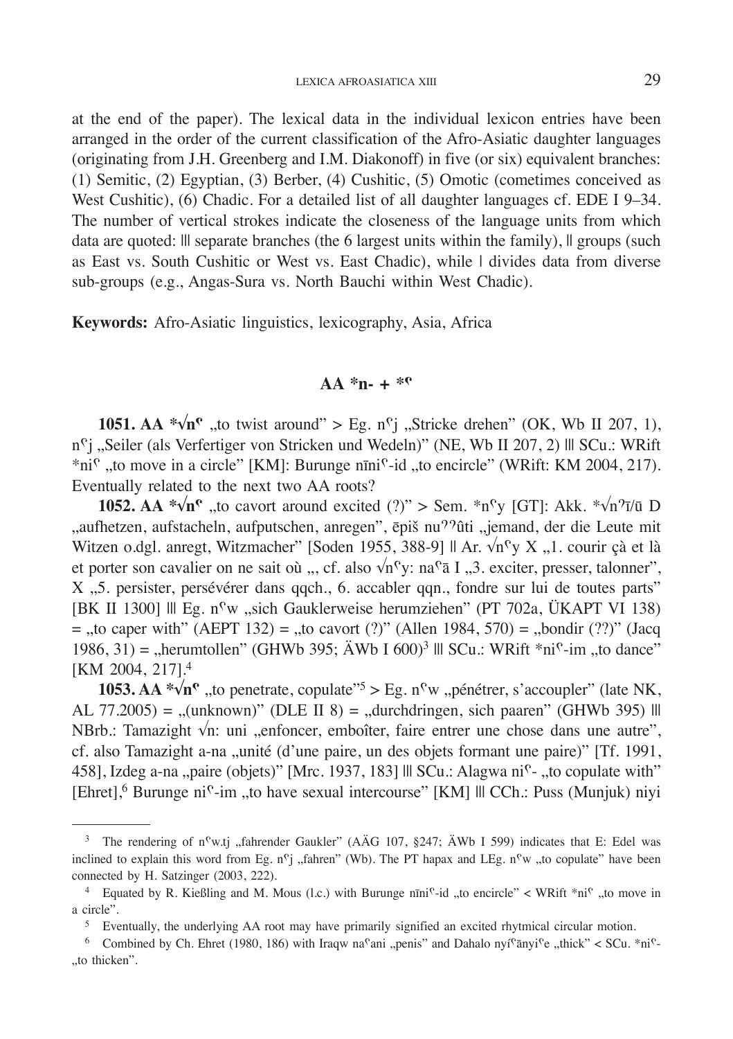at the end of the paper). The lexical data in the individual lexicon entries have been arranged in the order of the current classification of the Afro-Asiatic daughter languages (originating from J.H. Greenberg and I.M. Diakonoff) in five (or six) equivalent branches: (1) Semitic, (2) Egyptian, (3) Berber, (4) Cushitic, (5) Omotic (cometimes conceived as West Cushitic), (6) Chadic. For a detailed list of all daughter languages cf. EDE I 9–34. The number of vertical strokes indicate the closeness of the language units from which data are quoted: ||| separate branches (the 6 largest units within the family), || groups (such as East vs. South Cushitic or West vs. East Chadic), while | divides data from diverse sub-groups (e.g., Angas-Sura vs. North Bauchi within West Chadic).

**Keywords:** Afro-Asiatic linguistics, lexicography, Asia, Africa

## AA *n- + *ʕ

**1051. AA *√nʕ** „to twist around" > Eg. nʕj „Stricke drehen" (OK, Wb II 207, 1), nʕj „Seiler (als Verfertiger von Stricken und Wedeln)" (NE, Wb II 207, 2) ||| SCu.: WRift *niʕ „to move in a circle" [KM]: Burunge nīniʕ-id „to encircle" (WRift: KM 2004, 217). Eventually related to the next two AA roots?

**1052. AA *√nʕ** „to cavort around excited (?)" > Sem. *nʕy [GT]: Akk. *√nʔī/ū D „aufhetzen, aufstacheln, aufputschen, anregen", ēpiš nuʔʔûti „jemand, der die Leute mit Witzen o.dgl. anregt, Witzmacher" [Soden 1955, 388-9] || Ar. √nʕy X „1. courir çà et là et porter son cavalier on ne sait où „, cf. also √nʕy: naʕā I „3. exciter, presser, talonner", X „5. persister, persévérer dans qqch., 6. accabler qqn., fondre sur lui de toutes parts" [BK II 1300] ||| Eg. nʕw „sich Gauklerweise herumziehen" (PT 702a, ÜKAPT VI 138) = „to caper with" (AEPT 132) = „to cavort (?)" (Allen 1984, 570) = „bondir (??)" (Jacq 1986, 31) = „herumtollen" (GHWb 395; ÄWb I 600)[3] ||| SCu.: WRift *niʕ-im „to dance" [KM 2004, 217].[4]

**1053. AA *√nʕ** „to penetrate, copulate"[5] > Eg. nʕw „pénétrer, s'accoupler" (late NK, AL 77.2005) = „(unknown)" (DLE II 8) = „durchdringen, sich paaren" (GHWb 395) ||| NBrb.: Tamazight √n: uni „enfoncer, emboîter, faire entrer une chose dans une autre", cf. also Tamazight a-na „unité (d'une paire, un des objets formant une paire)" [Tf. 1991, 458], Izdeg a-na „paire (objets)" [Mrc. 1937, 183] ||| SCu.: Alagwa niʕ- „to copulate with" [Ehret],[6] Burunge niʕ-im „to have sexual intercourse" [KM] ||| CCh.: Puss (Munjuk) niyi

---

[3] The rendering of nʕw.tj „fahrender Gaukler" (AÄG 107, §247; ÄWb I 599) indicates that E: Edel was inclined to explain this word from Eg. nʕj „fahren" (Wb). The PT hapax and LEg. nʕw „to copulate" have been connected by H. Satzinger (2003, 222).

[4] Equated by R. Kießling and M. Mous (l.c.) with Burunge nīniʕ-id „to encircle" < WRift *niʕ „to move in a circle".

[5] Eventually, the underlying AA root may have primarily signified an excited rhytmical circular motion.

[6] Combined by Ch. Ehret (1980, 186) with Iraqw naʕani „penis" and Dahalo nyíʕānyiʕe „thick" < SCu. *niʕ- „to thicken".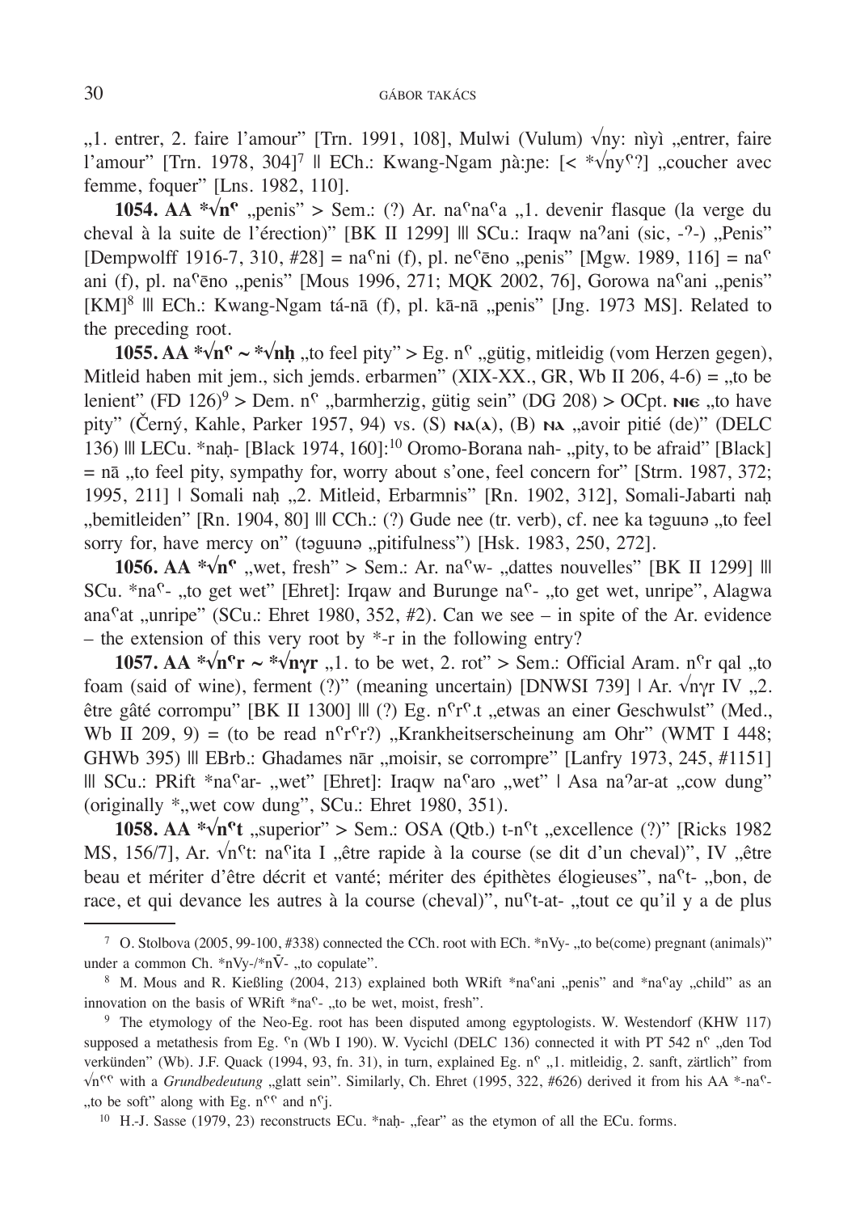„1. entrer, 2. faire l'amour" [Trn. 1991, 108], Mulwi (Vulum) √ny: nìyì „entrer, faire l'amour" [Trn. 1978, 304][7] || ECh.: Kwang-Ngam ɲà:ɲe: [< *√nyˁ?] „coucher avec femme, foquer" [Lns. 1982, 110].

**1054. AA *√nˁ** „penis" > Sem.: (?) Ar. naˁnaˁa „1. devenir flasque (la verge du cheval à la suite de l'érection)" [BK II 1299] ||| SCu.: Iraqw naˀani (sic, -ˀ-) „Penis" [Dempwolff 1916-7, 310, #28] = naˁni (f), pl. neˁēno „penis" [Mgw. 1989, 116] = naˁani (f), pl. naˁēno „penis" [Mous 1996, 271; MQK 2002, 76], Gorowa naˁani „penis" [KM][8] ||| ECh.: Kwang-Ngam tá-nā (f), pl. kā-nā „penis" [Jng. 1973 MS]. Related to the preceding root.

**1055. AA *√nˁ ~ *√nḥ** „to feel pity" > Eg. nˁ „gütig, mitleidig (vom Herzen gegen), Mitleid haben mit jem., sich jemds. erbarmen" (XIX-XX., GR, Wb II 206, 4-6) = „to be lenient" (FD 126)[9] > Dem. nˁ „barmherzig, gütig sein" (DG 208) > OCpt. ⲛⲓⲉ „to have pity" (Černý, Kahle, Parker 1957, 94) vs. (S) ⲛⲁ(ⲁ), (B) ⲛⲁ „avoir pitié (de)" (DELC 136) ||| LECu. *naḥ- [Black 1974, 160]:[10] Oromo-Borana nah- „pity, to be afraid" [Black] = nā „to feel pity, sympathy for, worry about s'one, feel concern for" [Strm. 1987, 372; 1995, 211] | Somali naḥ „2. Mitleid, Erbarmnis" [Rn. 1902, 312], Somali-Jabarti naḥ „bemitleiden" [Rn. 1904, 80] ||| CCh.: (?) Gude nee (tr. verb), cf. nee ka təguunə „to feel sorry for, have mercy on" (təguunə „pitifulness") [Hsk. 1983, 250, 272].

**1056. AA *√nˁ** „wet, fresh" > Sem.: Ar. naˁw- „dattes nouvelles" [BK II 1299] ||| SCu. *naˁ- „to get wet" [Ehret]: Irqaw and Burunge naˁ- „to get wet, unripe", Alagwa anaˁat „unripe" (SCu.: Ehret 1980, 352, #2). Can we see – in spite of the Ar. evidence – the extension of this very root by *-r in the following entry?

**1057. AA *√nˁr ~ *√nγr** „1. to be wet, 2. rot" > Sem.: Official Aram. nˁr qal „to foam (said of wine), ferment (?)" (meaning uncertain) [DNWSI 739] | Ar. √nγr IV „2. être gâté corrompu" [BK II 1300] ||| (?) Eg. nˁrˁ.t „etwas an einer Geschwulst" (Med., Wb II 209, 9) = (to be read nˁrˁr?) „Krankheitserscheinung am Ohr" (WMT I 448; GHWb 395) ||| EBrb.: Ghadames nār „moisir, se corrompre" [Lanfry 1973, 245, #1151] ||| SCu.: PRift *naˁar- „wet" [Ehret]: Iraqw naˁaro „wet" | Asa naˀar-at „cow dung" (originally *„wet cow dung", SCu.: Ehret 1980, 351).

**1058. AA *√nˁt** „superior" > Sem.: OSA (Qtb.) t-nˁt „excellence (?)" [Ricks 1982 MS, 156/7], Ar. √nˁt: naˁita I „être rapide à la course (se dit d'un cheval)", IV „être beau et mériter d'être décrit et vanté; mériter des épithètes élogieuses", naˁt- „bon, de race, et qui devance les autres à la course (cheval)", nuˁt-at- „tout ce qu'il y a de plus

---

[7] O. Stolbova (2005, 99-100, #338) connected the CCh. root with ECh. *nVy- „to be(come) pregnant (animals)" under a common Ch. *nVy-/*nV̄- „to copulate".

[8] M. Mous and R. Kießling (2004, 213) explained both WRift *naˁani „penis" and *naˁay „child" as an innovation on the basis of WRift *naˁ- „to be wet, moist, fresh".

[9] The etymology of the Neo-Eg. root has been disputed among egyptologists. W. Westendorf (KHW 117) supposed a metathesis from Eg. ˁn (Wb I 190). W. Vycichl (DELC 136) connected it with PT 542 nˁ „den Tod verkünden" (Wb). J.F. Quack (1994, 93, fn. 31), in turn, explained Eg. nˁ „1. mitleidig, 2. sanft, zärtlich" from √nˁˁ with a *Grundbedeutung* „glatt sein". Similarly, Ch. Ehret (1995, 322, #626) derived it from his AA *-naˁ- „to be soft" along with Eg. nˁˁ and nˁj.

[10] H.-J. Sasse (1979, 23) reconstructs ECu. *naḥ- „fear" as the etymon of all the ECu. forms.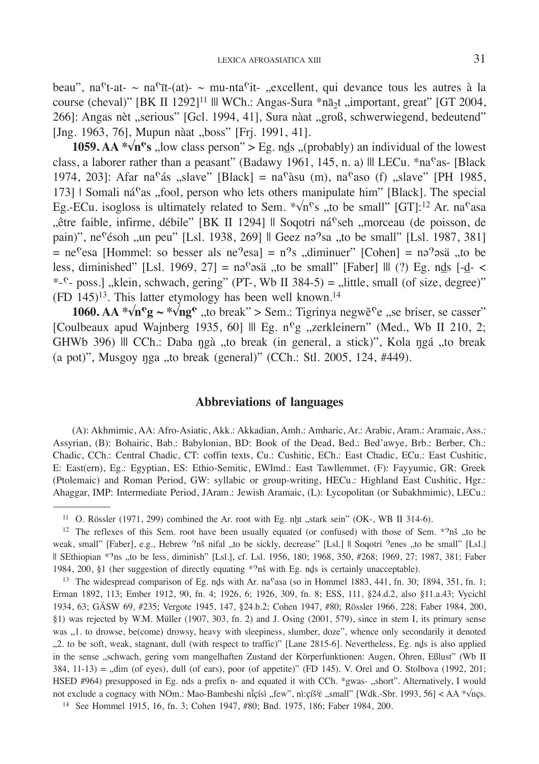beau", naˁt-at- ~ naˁīt-(at)- ~ mu-ntaˁit- „excellent, qui devance tous les autres à la course (cheval)" [BK II 1292][11] ||| WCh.: Angas-Sura *nā$_2$t „important, great" [GT 2004, 266]: Angas nèt „serious" [Gcl. 1994, 41], Sura nàat „groß, schwerwiegend, bedeutend" [Jng. 1963, 76], Mupun nàat „boss" [Frj. 1991, 41].

**1059. AA *√nˁs** „low class person" > Eg. nḏs „(probably) an individual of the lowest class, a laborer rather than a peasant" (Badawy 1961, 145, n. a) ||| LECu. *naˁas- [Black 1974, 203]: Afar naˁás „slave" [Black] = naˁàsu (m), naˁaso (f) „slave" [PH 1985, 173] | Somali náˁas „fool, person who lets others manipulate him" [Black]. The special Eg.-ECu. isogloss is ultimately related to Sem. *√nˁs „to be small" [GT]:[12] Ar. naˁasa „être faible, infirme, débile" [BK II 1294] || Soqotri náˁseh „morceau (de poisson, de pain)", neˁésoh „un peu" [Lsl. 1938, 269] || Geez nəʾsa „to be small" [Lsl. 1987, 381] = neˁesa [Hommel: so besser als neʾesa] = nʾs „diminuer" [Cohen] = nəʾəsä „to be less, diminished" [Lsl. 1969, 27] = nəˁəsä „to be small" [Faber] ||| (?) Eg. nḏs [-ḏ- < *-ˁ- poss.] „klein, schwach, gering" (PT-, Wb II 384-5) = „little, small (of size, degree)" (FD 145)[13]. This latter etymology has been well known.[14]

**1060. AA *√nˁg ~ *√ngˁ** „to break" > Sem.: Tigrinya negwĕˁe „se briser, se casser" [Coulbeaux apud Wajnberg 1935, 60] ||| Eg. nˁg „zerkleinern" (Med., Wb II 210, 2; GHWb 396) ||| CCh.: Daba ŋgà „to break (in general, a stick)", Kola ŋgá „to break (a pot)", Musgoy ŋga „to break (general)" (CCh.: Stl. 2005, 124, #449).

## Abbreviations of languages

(A): Akhmimic, AA: Afro-Asiatic, Akk.: Akkadian, Amh.: Amharic, Ar.: Arabic, Aram.: Aramaic, Ass.: Assyrian, (B): Bohairic, Bab.: Babylonian, BD: Book of the Dead, Bed.: Bed'awye, Brb.: Berber, Ch.: Chadic, CCh.: Central Chadic, CT: coffin texts, Cu.: Cushitic, ECh.: East Chadic, ECu.: East Cushitic, E: East(ern), Eg.: Egyptian, ES: Ethio-Semitic, EWlmd.: East Tawllemmet, (F): Fayyumic, GR: Greek (Ptolemaic) and Roman Period, GW: syllabic or group-writing, HECu.: Highland East Cushitic, Hgr.: Ahaggar, IMP: Intermediate Period, JAram.: Jewish Aramaic, (L): Lycopolitan (or Subakhmimic), LECu.:

---

[11] O. Rössler (1971, 299) combined the Ar. root with Eg. nẖt „stark sein" (OK-, WB II 314-6).

[12] The reflexes of this Sem. root have been usually equated (or confused) with those of Sem. *ʾnš „to be weak, small" [Faber], e.g., Hebrew ʾnš nifal „to be sickly, decrease" [Lsl.] || Soqotri ʾenes „to be small" [Lsl.] || SEthiopian *ʾns „to be less, diminish" [Lsl.], cf. Lsl. 1956, 180; 1968, 350, #268; 1969, 27; 1987, 381; Faber 1984, 200, §1 (her suggestion of directly equating *ʾnš with Eg. nḏs is certainly unacceptable).

[13] The widespread comparison of Eg. nḏs with Ar. naˁasa (so in Hommel 1883, 441, fn. 30; 1894, 351, fn. 1; Erman 1892, 113; Ember 1912, 90, fn. 4; 1926, 6; 1926, 309, fn. 8; ESS, 111, §24.d.2, also §11.a.43; Vycichl 1934, 63; GÄSW 69, #235; Vergote 1945, 147, §24.b.2; Cohen 1947, #80; Rössler 1966, 228; Faber 1984, 200, §1) was rejected by W.M. Müller (1907, 303, fn. 2) and J. Osing (2001, 579), since in stem I, its primary sense was „1. to drowse, be(come) drowsy, heavy with sleepiness, slumber, doze", whence only secondarily it denoted „2. to be soft, weak, stagnant, dull (with respect to traffic)" [Lane 2815-6]. Nevertheless, Eg. nḏs is also applied in the sense „schwach, gering vom mangelhaften Zustand der Körperfunktionen: Augen, Ohren, Eßlust" (Wb II 384, 11-13) = „dim (of eyes), dull (of ears), poor (of appetite)" (FD 145). V. Orel and O. Stolbova (1992, 201; HSED #964) presupposed in Eg. nds a prefix n- and equated it with CCh. *gwas- „short". Alternatively, I would not exclude a cognacy with NOm.: Mao-Bambeshi nı̀çísì „few", nì:çíšʲè „small" [Wdk.-Sbr. 1993, 56] < AA *√nçs.

[14] See Hommel 1915, 16, fn. 3; Cohen 1947, #80; Bnd. 1975, 186; Faber 1984, 200.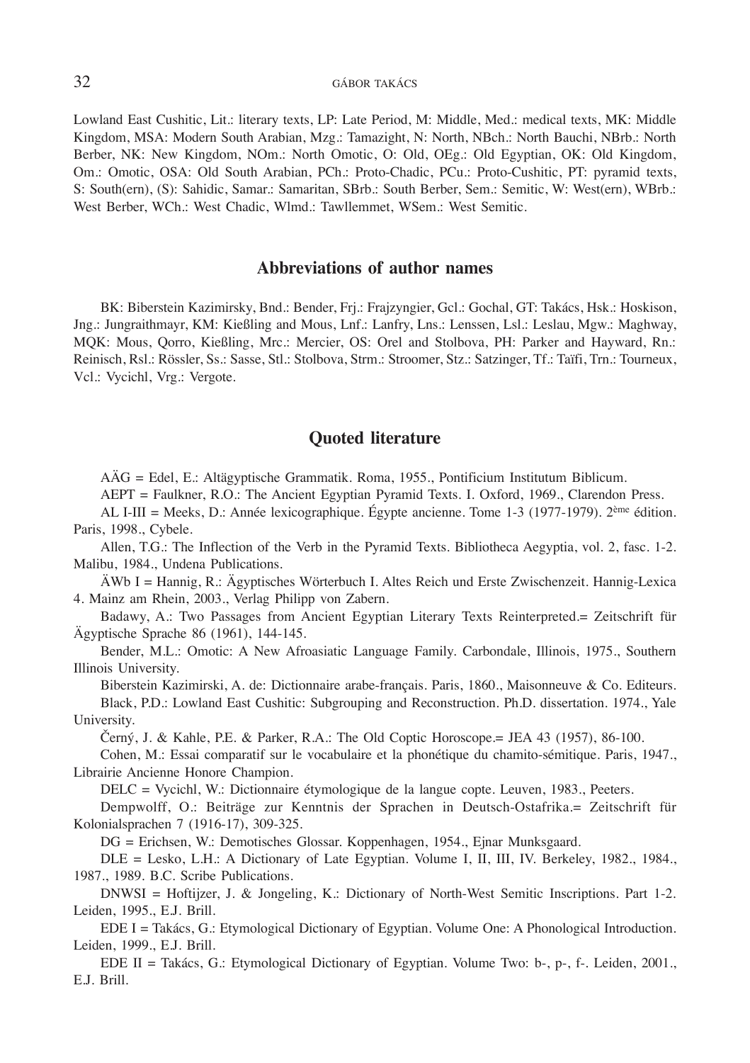Lowland East Cushitic, Lit.: literary texts, LP: Late Period, M: Middle, Med.: medical texts, MK: Middle Kingdom, MSA: Modern South Arabian, Mzg.: Tamazight, N: North, NBch.: North Bauchi, NBrb.: North Berber, NK: New Kingdom, NOm.: North Omotic, O: Old, OEg.: Old Egyptian, OK: Old Kingdom, Om.: Omotic, OSA: Old South Arabian, PCh.: Proto-Chadic, PCu.: Proto-Cushitic, PT: pyramid texts, S: South(ern), (S): Sahidic, Samar.: Samaritan, SBrb.: South Berber, Sem.: Semitic, W: West(ern), WBrb.: West Berber, WCh.: West Chadic, Wlmd.: Tawllemmet, WSem.: West Semitic.

## Abbreviations of author names

BK: Biberstein Kazimirsky, Bnd.: Bender, Frj.: Frajzyngier, Gcl.: Gochal, GT: Takács, Hsk.: Hoskison, Jng.: Jungraithmayr, KM: Kießling and Mous, Lnf.: Lanfry, Lns.: Lenssen, Lsl.: Leslau, Mgw.: Maghway, MQK: Mous, Qorro, Kießling, Mrc.: Mercier, OS: Orel and Stolbova, PH: Parker and Hayward, Rn.: Reinisch, Rsl.: Rössler, Ss.: Sasse, Stl.: Stolbova, Strm.: Stroomer, Stz.: Satzinger, Tf.: Taïfi, Trn.: Tourneux, Vcl.: Vycichl, Vrg.: Vergote.

## Quoted literature

AÄG = Edel, E.: Altägyptische Grammatik. Roma, 1955., Pontificium Institutum Biblicum.

AEPT = Faulkner, R.O.: The Ancient Egyptian Pyramid Texts. I. Oxford, 1969., Clarendon Press.

AL I-III = Meeks, D.: Année lexicographique. Égypte ancienne. Tome 1-3 (1977-1979). 2ème édition. Paris, 1998., Cybele.

Allen, T.G.: The Inflection of the Verb in the Pyramid Texts. Bibliotheca Aegyptia, vol. 2, fasc. 1-2. Malibu, 1984., Undena Publications.

ÄWb I = Hannig, R.: Ägyptisches Wörterbuch I. Altes Reich und Erste Zwischenzeit. Hannig-Lexica 4. Mainz am Rhein, 2003., Verlag Philipp von Zabern.

Badawy, A.: Two Passages from Ancient Egyptian Literary Texts Reinterpreted.= Zeitschrift für Ägyptische Sprache 86 (1961), 144-145.

Bender, M.L.: Omotic: A New Afroasiatic Language Family. Carbondale, Illinois, 1975., Southern Illinois University.

Biberstein Kazimirski, A. de: Dictionnaire arabe-français. Paris, 1860., Maisonneuve & Co. Editeurs.

Black, P.D.: Lowland East Cushitic: Subgrouping and Reconstruction. Ph.D. dissertation. 1974., Yale University.

Černý, J. & Kahle, P.E. & Parker, R.A.: The Old Coptic Horoscope.= JEA 43 (1957), 86-100.

Cohen, M.: Essai comparatif sur le vocabulaire et la phonétique du chamito-sémitique. Paris, 1947., Librairie Ancienne Honore Champion.

DELC = Vycichl, W.: Dictionnaire étymologique de la langue copte. Leuven, 1983., Peeters.

Dempwolff, O.: Beiträge zur Kenntnis der Sprachen in Deutsch-Ostafrika.= Zeitschrift für Kolonialsprachen 7 (1916-17), 309-325.

DG = Erichsen, W.: Demotisches Glossar. Koppenhagen, 1954., Ejnar Munksgaard.

DLE = Lesko, L.H.: A Dictionary of Late Egyptian. Volume I, II, III, IV. Berkeley, 1982., 1984., 1987., 1989. B.C. Scribe Publications.

DNWSI = Hoftijzer, J. & Jongeling, K.: Dictionary of North-West Semitic Inscriptions. Part 1-2. Leiden, 1995., E.J. Brill.

EDE I = Takács, G.: Etymological Dictionary of Egyptian. Volume One: A Phonological Introduction. Leiden, 1999., E.J. Brill.

EDE II = Takács, G.: Etymological Dictionary of Egyptian. Volume Two: b-, p-, f-. Leiden, 2001., E.J. Brill.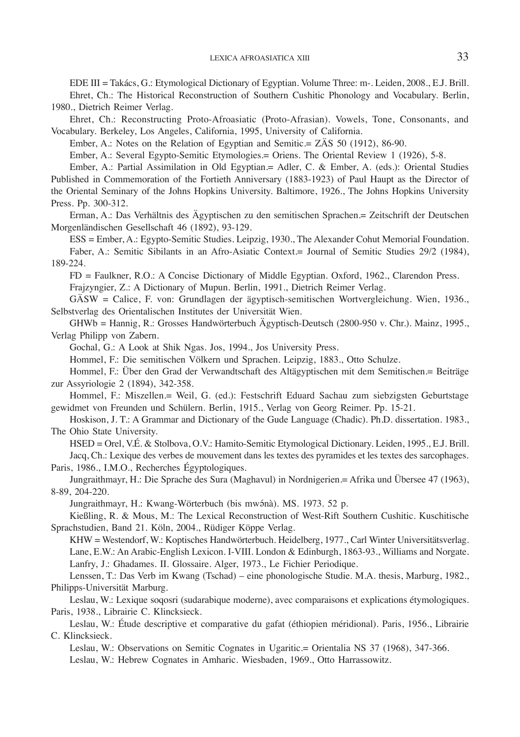EDE III = Takács, G.: Etymological Dictionary of Egyptian. Volume Three: m-. Leiden, 2008., E.J. Brill.

Ehret, Ch.: The Historical Reconstruction of Southern Cushitic Phonology and Vocabulary. Berlin, 1980., Dietrich Reimer Verlag.

Ehret, Ch.: Reconstructing Proto-Afroasiatic (Proto-Afrasian). Vowels, Tone, Consonants, and Vocabulary. Berkeley, Los Angeles, California, 1995, University of California.

Ember, A.: Notes on the Relation of Egyptian and Semitic.= ZÄS 50 (1912), 86-90.

Ember, A.: Several Egypto-Semitic Etymologies.= Oriens. The Oriental Review 1 (1926), 5-8.

Ember, A.: Partial Assimilation in Old Egyptian.= Adler, C. & Ember, A. (eds.): Oriental Studies Published in Commemoration of the Fortieth Anniversary (1883-1923) of Paul Haupt as the Director of the Oriental Seminary of the Johns Hopkins University. Baltimore, 1926., The Johns Hopkins University Press. Pp. 300-312.

Erman, A.: Das Verhältnis des Ägyptischen zu den semitischen Sprachen.= Zeitschrift der Deutschen Morgenländischen Gesellschaft 46 (1892), 93-129.

ESS = Ember, A.: Egypto-Semitic Studies. Leipzig, 1930., The Alexander Cohut Memorial Foundation.

Faber, A.: Semitic Sibilants in an Afro-Asiatic Context.= Journal of Semitic Studies 29/2 (1984), 189-224.

FD = Faulkner, R.O.: A Concise Dictionary of Middle Egyptian. Oxford, 1962., Clarendon Press.

Frajzyngier, Z.: A Dictionary of Mupun. Berlin, 1991., Dietrich Reimer Verlag.

GÄSW = Calice, F. von: Grundlagen der ägyptisch-semitischen Wortvergleichung. Wien, 1936., Selbstverlag des Orientalischen Institutes der Universität Wien.

GHWb = Hannig, R.: Grosses Handwörterbuch Ägyptisch-Deutsch (2800-950 v. Chr.). Mainz, 1995., Verlag Philipp von Zabern.

Gochal, G.: A Look at Shik Ngas. Jos, 1994., Jos University Press.

Hommel, F.: Die semitischen Völkern und Sprachen. Leipzig, 1883., Otto Schulze.

Hommel, F.: Über den Grad der Verwandtschaft des Altägyptischen mit dem Semitischen.= Beiträge zur Assyriologie 2 (1894), 342-358.

Hommel, F.: Miszellen.= Weil, G. (ed.): Festschrift Eduard Sachau zum siebzigsten Geburtstage gewidmet von Freunden und Schülern. Berlin, 1915., Verlag von Georg Reimer. Pp. 15-21.

Hoskison, J. T.: A Grammar and Dictionary of the Gude Language (Chadic). Ph.D. dissertation. 1983., The Ohio State University.

HSED = Orel, V.É. & Stolbova, O.V.: Hamito-Semitic Etymological Dictionary. Leiden, 1995., E.J. Brill.

Jacq, Ch.: Lexique des verbes de mouvement dans les textes des pyramides et les textes des sarcophages. Paris, 1986., I.M.O., Recherches Égyptologiques.

Jungraithmayr, H.: Die Sprache des Sura (Maghavul) in Nordnigerien.= Afrika und Übersee 47 (1963), 8-89, 204-220.

Jungraithmayr, H.: Kwang-Wörterbuch (bis mwə́nà). MS. 1973. 52 p.

Kießling, R. & Mous, M.: The Lexical Reconstruction of West-Rift Southern Cushitic. Kuschitische Sprachstudien, Band 21. Köln, 2004., Rüdiger Köppe Verlag.

KHW = Westendorf, W.: Koptisches Handwörterbuch. Heidelberg, 1977., Carl Winter Universitätsverlag.

Lane, E.W.: An Arabic-English Lexicon. I-VIII. London & Edinburgh, 1863-93., Williams and Norgate.

Lanfry, J.: Ghadames. II. Glossaire. Alger, 1973., Le Fichier Periodique.

Lenssen, T.: Das Verb im Kwang (Tschad) – eine phonologische Studie. M.A. thesis, Marburg, 1982., Philipps-Universität Marburg.

Leslau, W.: Lexique soqosri (sudarabique moderne), avec comparaisons et explications étymologiques. Paris, 1938., Librairie C. Klincksieck.

Leslau, W.: Étude descriptive et comparative du gafat (éthiopien méridional). Paris, 1956., Librairie C. Klincksieck.

Leslau, W.: Observations on Semitic Cognates in Ugaritic.= Orientalia NS 37 (1968), 347-366.

Leslau, W.: Hebrew Cognates in Amharic. Wiesbaden, 1969., Otto Harrassowitz.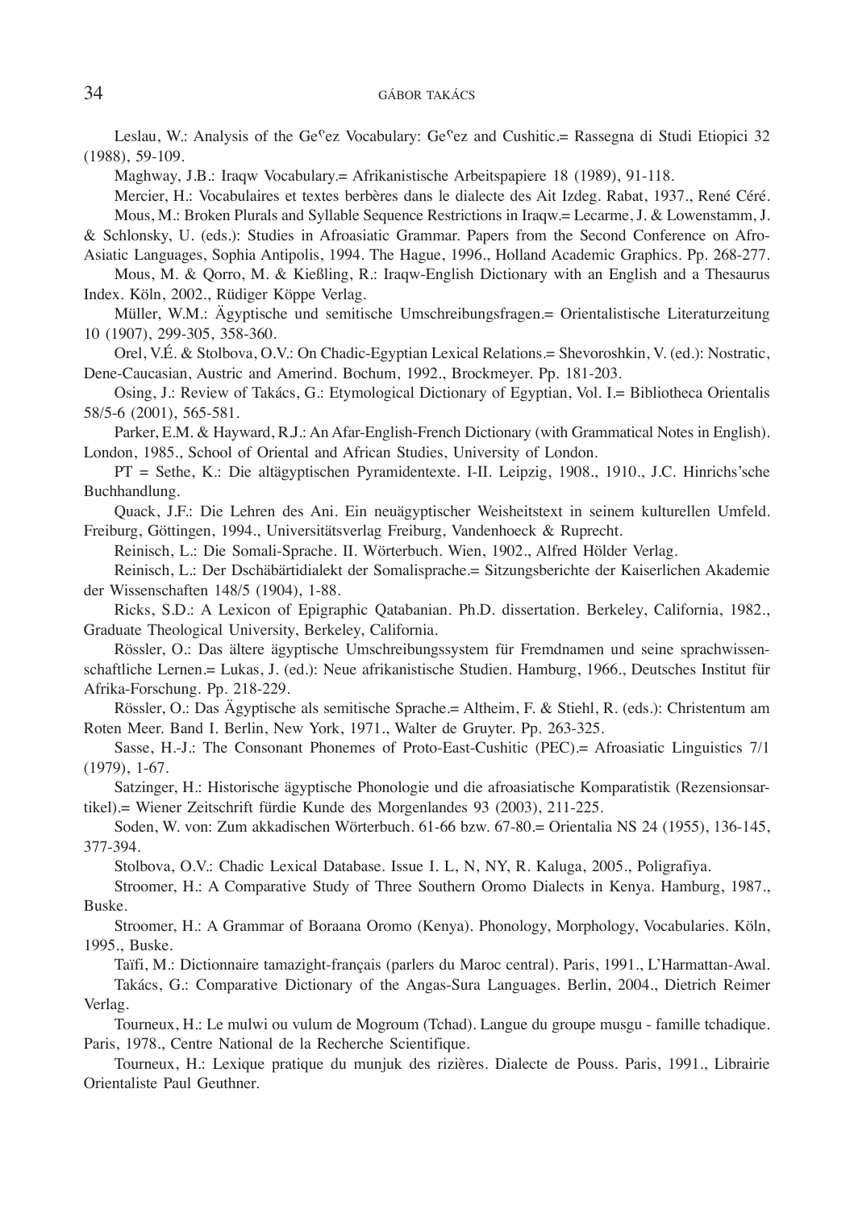Leslau, W.: Analysis of the Geʕez Vocabulary: Geʕez and Cushitic.= Rassegna di Studi Etiopici 32 (1988), 59-109.

Maghway, J.B.: Iraqw Vocabulary.= Afrikanistische Arbeitspapiere 18 (1989), 91-118.

Mercier, H.: Vocabulaires et textes berbères dans le dialecte des Ait Izdeg. Rabat, 1937., René Céré.

Mous, M.: Broken Plurals and Syllable Sequence Restrictions in Iraqw.= Lecarme, J. & Lowenstamm, J. & Schlonsky, U. (eds.): Studies in Afroasiatic Grammar. Papers from the Second Conference on Afro-Asiatic Languages, Sophia Antipolis, 1994. The Hague, 1996., Holland Academic Graphics. Pp. 268-277.

Mous, M. & Qorro, M. & Kießling, R.: Iraqw-English Dictionary with an English and a Thesaurus Index. Köln, 2002., Rüdiger Köppe Verlag.

Müller, W.M.: Ägyptische und semitische Umschreibungsfragen.= Orientalistische Literaturzeitung 10 (1907), 299-305, 358-360.

Orel, V.É. & Stolbova, O.V.: On Chadic-Egyptian Lexical Relations.= Shevoroshkin, V. (ed.): Nostratic, Dene-Caucasian, Austric and Amerind. Bochum, 1992., Brockmeyer. Pp. 181-203.

Osing, J.: Review of Takács, G.: Etymological Dictionary of Egyptian, Vol. I.= Bibliotheca Orientalis 58/5-6 (2001), 565-581.

Parker, E.M. & Hayward, R.J.: An Afar-English-French Dictionary (with Grammatical Notes in English). London, 1985., School of Oriental and African Studies, University of London.

PT = Sethe, K.: Die altägyptischen Pyramidentexte. I-II. Leipzig, 1908., 1910., J.C. Hinrichs'sche Buchhandlung.

Quack, J.F.: Die Lehren des Ani. Ein neuägyptischer Weisheitstext in seinem kulturellen Umfeld. Freiburg, Göttingen, 1994., Universitätsverlag Freiburg, Vandenhoeck & Ruprecht.

Reinisch, L.: Die Somali-Sprache. II. Wörterbuch. Wien, 1902., Alfred Hölder Verlag.

Reinisch, L.: Der Dschäbärtidialekt der Somalisprache.= Sitzungsberichte der Kaiserlichen Akademie der Wissenschaften 148/5 (1904), 1-88.

Ricks, S.D.: A Lexicon of Epigraphic Qatabanian. Ph.D. dissertation. Berkeley, California, 1982., Graduate Theological University, Berkeley, California.

Rössler, O.: Das ältere ägyptische Umschreibungssystem für Fremdnamen und seine sprachwissenschaftliche Lernen.= Lukas, J. (ed.): Neue afrikanistische Studien. Hamburg, 1966., Deutsches Institut für Afrika-Forschung. Pp. 218-229.

Rössler, O.: Das Ägyptische als semitische Sprache.= Altheim, F. & Stiehl, R. (eds.): Christentum am Roten Meer. Band I. Berlin, New York, 1971., Walter de Gruyter. Pp. 263-325.

Sasse, H.-J.: The Consonant Phonemes of Proto-East-Cushitic (PEC).= Afroasiatic Linguistics 7/1 (1979), 1-67.

Satzinger, H.: Historische ägyptische Phonologie und die afroasiatische Komparatistik (Rezensionsartikel).= Wiener Zeitschrift fürdie Kunde des Morgenlandes 93 (2003), 211-225.

Soden, W. von: Zum akkadischen Wörterbuch. 61-66 bzw. 67-80.= Orientalia NS 24 (1955), 136-145, 377-394.

Stolbova, O.V.: Chadic Lexical Database. Issue I. L, N, NY, R. Kaluga, 2005., Poligrafiya.

Stroomer, H.: A Comparative Study of Three Southern Oromo Dialects in Kenya. Hamburg, 1987., Buske.

Stroomer, H.: A Grammar of Boraana Oromo (Kenya). Phonology, Morphology, Vocabularies. Köln, 1995., Buske.

Taïfi, M.: Dictionnaire tamazight-français (parlers du Maroc central). Paris, 1991., L'Harmattan-Awal.

Takács, G.: Comparative Dictionary of the Angas-Sura Languages. Berlin, 2004., Dietrich Reimer Verlag.

Tourneux, H.: Le mulwi ou vulum de Mogroum (Tchad). Langue du groupe musgu - famille tchadique. Paris, 1978., Centre National de la Recherche Scientifique.

Tourneux, H.: Lexique pratique du munjuk des rizières. Dialecte de Pouss. Paris, 1991., Librairie Orientaliste Paul Geuthner.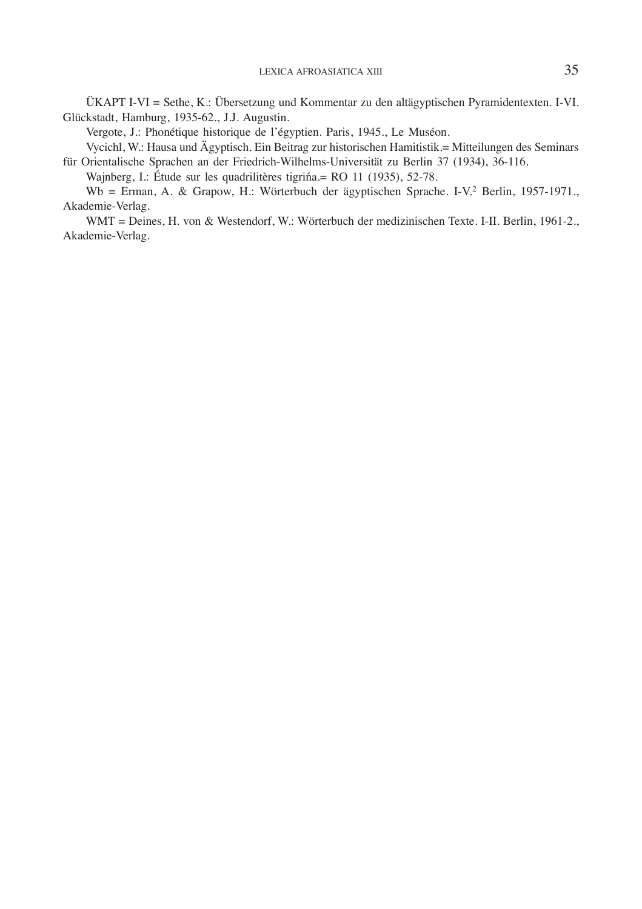ÜKAPT I-VI = Sethe, K.: Übersetzung und Kommentar zu den altägyptischen Pyramidentexten. I-VI. Glückstadt, Hamburg, 1935-62., J.J. Augustin.

Vergote, J.: Phonétique historique de l'égyptien. Paris, 1945., Le Muséon.

Vycichl, W.: Hausa und Ägyptisch. Ein Beitrag zur historischen Hamitistik.= Mitteilungen des Seminars für Orientalische Sprachen an der Friedrich-Wilhelms-Universität zu Berlin 37 (1934), 36-116.

Wajnberg, I.: Étude sur les quadrilitères tigrińa.= RO 11 (1935), 52-78.

Wb = Erman, A. & Grapow, H.: Wörterbuch der ägyptischen Sprache. I-V.[2] Berlin, 1957-1971., Akademie-Verlag.

WMT = Deines, H. von & Westendorf, W.: Wörterbuch der medizinischen Texte. I-II. Berlin, 1961-2., Akademie-Verlag.